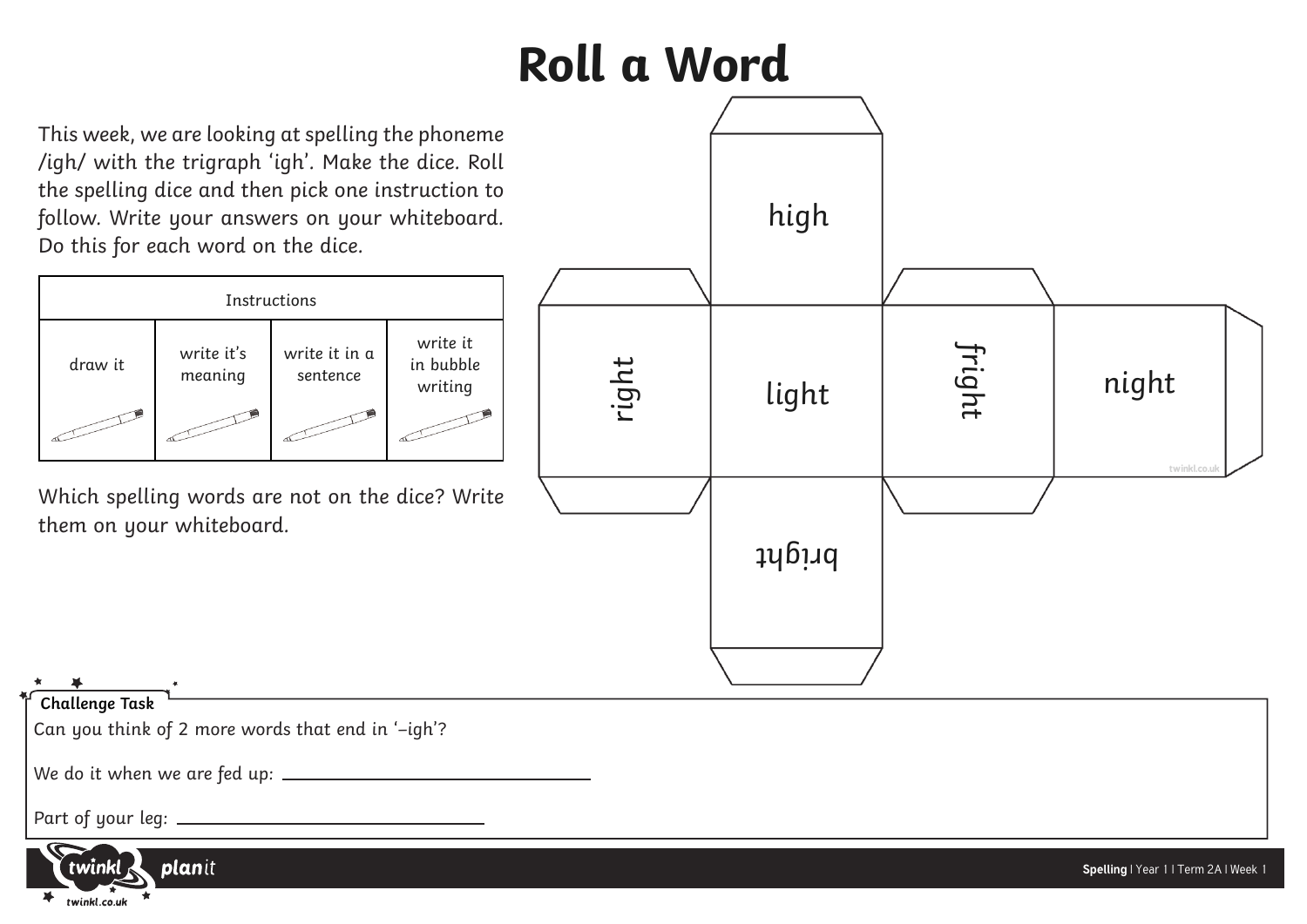# Roll a Word

This week, we are looking at spelling the phoneme /igh/ with the trigraph 'igh'. Make the dice. Roll the spelling dice and then pick one instruction to follow. Write your answers on your whiteboard. Do this for each word on the dice.

| Instructions | | | |
|---|---|---|---|
| draw it | write it's meaning | write it in a sentence | write it in bubble writing |

Which spelling words are not on the dice? Write them on your whiteboard.

high

right

light

fright

night

bright

twinkl.co.uk

**Challenge Task**

Can you think of 2 more words that end in '–igh'?

We do it when we are fed up: ______________________________

Part of your leg: ______________________________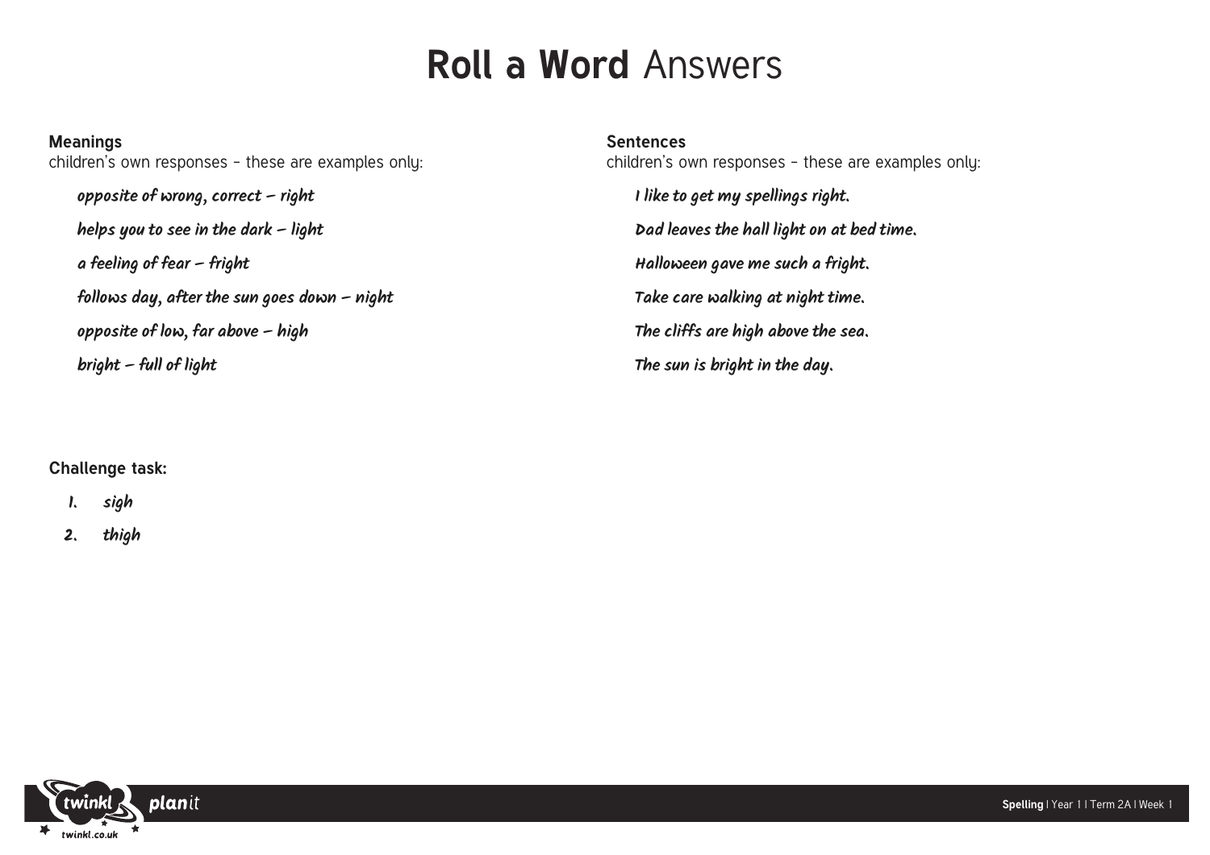# **Roll a Word** Answers

**Meanings**
children's own responses - these are examples only:

*opposite of wrong, correct – right*

*helps you to see in the dark – light*

*a feeling of fear – fright*

*follows day, after the sun goes down – night*

*opposite of low, far above – high*

*bright – full of light*

**Sentences**
children's own responses - these are examples only:

*I like to get my spellings right.*

*Dad leaves the hall light on at bed time.*

*Halloween gave me such a fright.*

*Take care walking at night time.*

*The cliffs are high above the sea.*

*The sun is bright in the day.*

**Challenge task:**

1. *sigh*
2. *thigh*